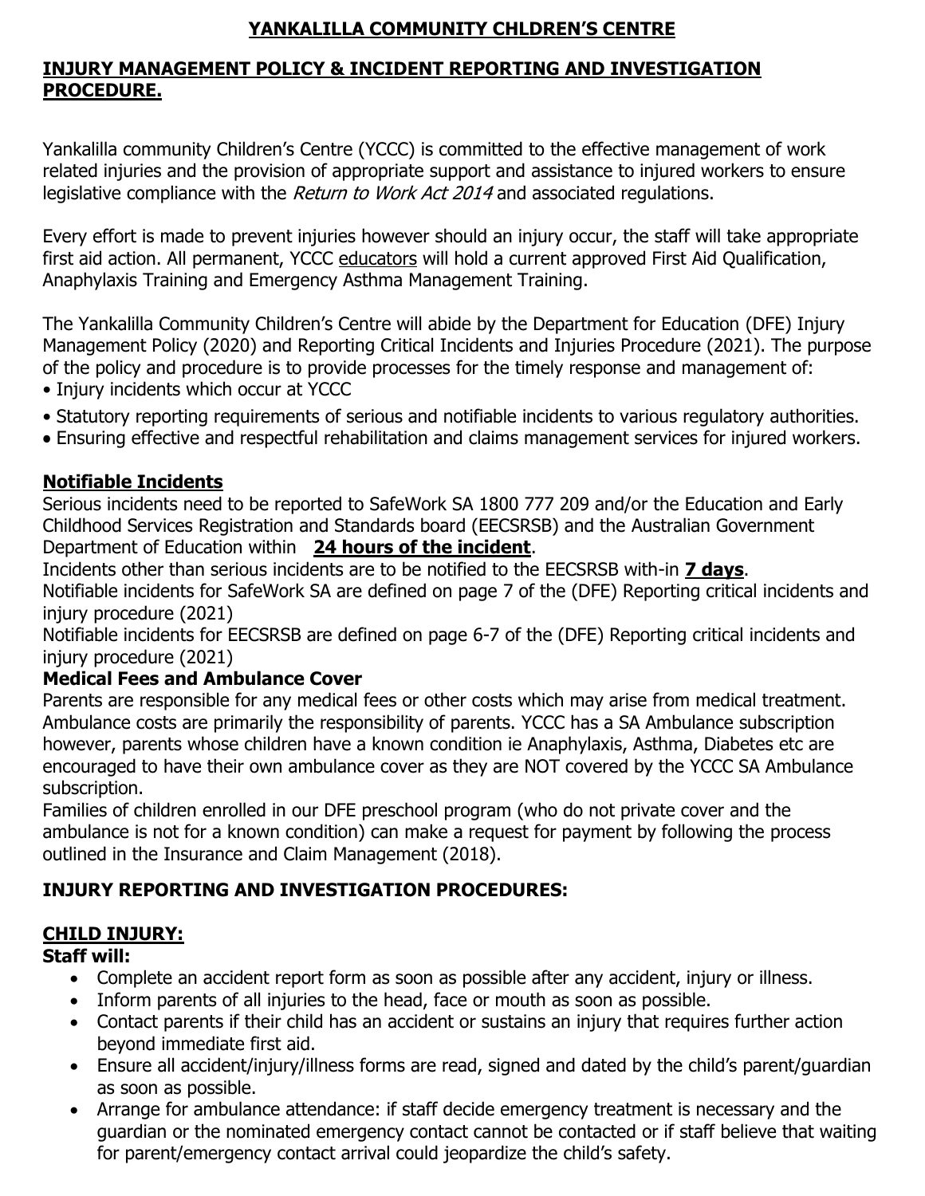# YANKALILLA COMMUNITY CHLDREN'S CENTRE

## INJURY MANAGEMENT POLICY & INCIDENT REPORTING AND INVESTIGATION PROCEDURE.

Yankalilla community Children's Centre (YCCC) is committed to the effective management of work related injuries and the provision of appropriate support and assistance to injured workers to ensure legislative compliance with the *Return to Work Act 2014* and associated regulations.

Every effort is made to prevent injuries however should an injury occur, the staff will take appropriate first aid action. All permanent, YCCC educators will hold a current approved First Aid Qualification, Anaphylaxis Training and Emergency Asthma Management Training.

The Yankalilla Community Children's Centre will abide by the Department for Education (DFE) Injury Management Policy (2020) and Reporting Critical Incidents and Injuries Procedure (2021). The purpose of the policy and procedure is to provide processes for the timely response and management of:

- Injury incidents which occur at YCCC
- Statutory reporting requirements of serious and notifiable incidents to various regulatory authorities.
- Ensuring effective and respectful rehabilitation and claims management services for injured workers.

### Notifiable Incidents

Serious incidents need to be reported to SafeWork SA 1800 777 209 and/or the Education and Early Childhood Services Registration and Standards board (EECSRSB) and the Australian Government Department of Education within **24 hours of the incident**.

Incidents other than serious incidents are to be notified to the EECSRSB with-in **7 days**.

Notifiable incidents for SafeWork SA are defined on page 7 of the (DFE) Reporting critical incidents and injury procedure (2021)

Notifiable incidents for EECSRSB are defined on page 6-7 of the (DFE) Reporting critical incidents and injury procedure (2021)

### Medical Fees and Ambulance Cover

Parents are responsible for any medical fees or other costs which may arise from medical treatment. Ambulance costs are primarily the responsibility of parents. YCCC has a SA Ambulance subscription however, parents whose children have a known condition ie Anaphylaxis, Asthma, Diabetes etc are encouraged to have their own ambulance cover as they are NOT covered by the YCCC SA Ambulance subscription.

Families of children enrolled in our DFE preschool program (who do not private cover and the ambulance is not for a known condition) can make a request for payment by following the process outlined in the Insurance and Claim Management (2018).

## INJURY REPORTING AND INVESTIGATION PROCEDURES:

### CHILD INJURY:

**Staff will:**

- Complete an accident report form as soon as possible after any accident, injury or illness.
- Inform parents of all injuries to the head, face or mouth as soon as possible.
- Contact parents if their child has an accident or sustains an injury that requires further action beyond immediate first aid.
- Ensure all accident/injury/illness forms are read, signed and dated by the child's parent/guardian as soon as possible.
- Arrange for ambulance attendance: if staff decide emergency treatment is necessary and the guardian or the nominated emergency contact cannot be contacted or if staff believe that waiting for parent/emergency contact arrival could jeopardize the child's safety.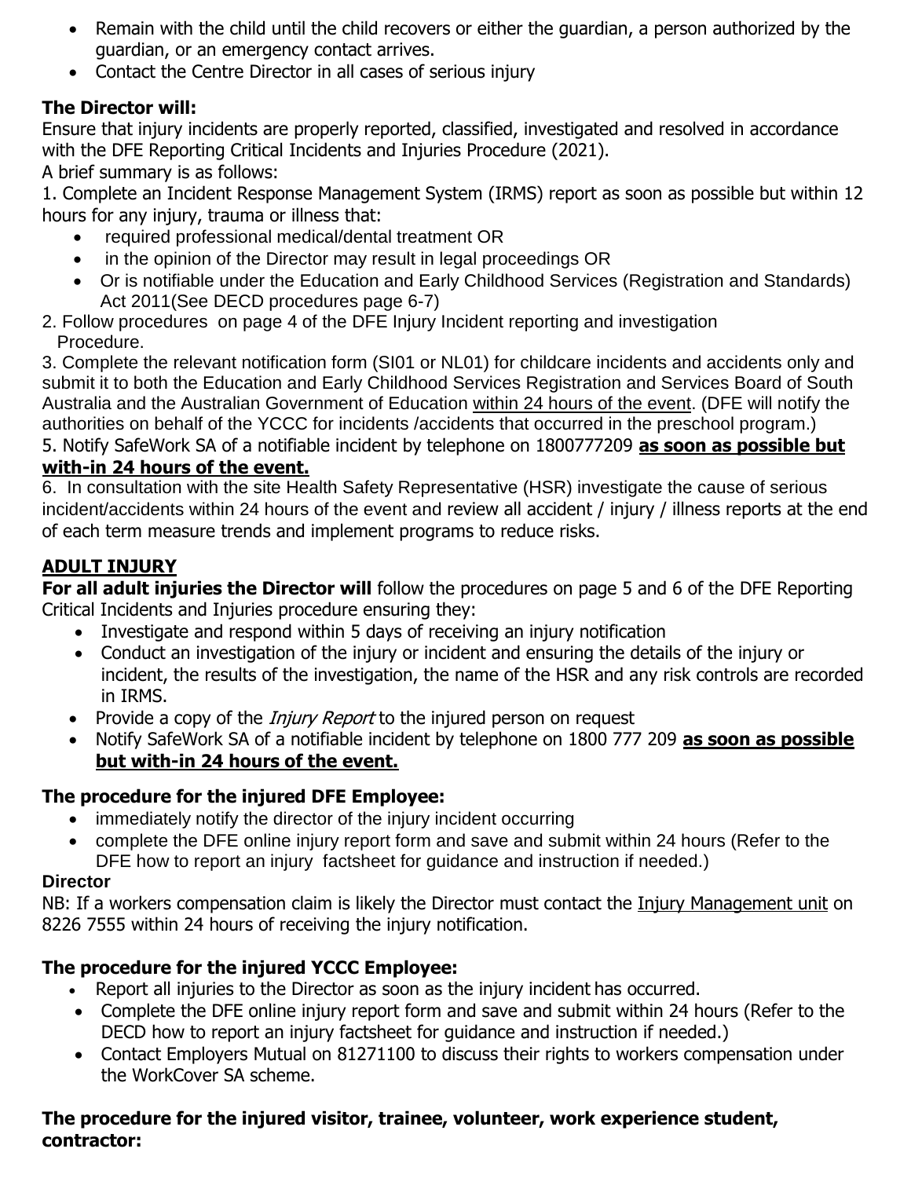- Remain with the child until the child recovers or either the guardian, a person authorized by the guardian, or an emergency contact arrives.
- Contact the Centre Director in all cases of serious injury

**The Director will:**

Ensure that injury incidents are properly reported, classified, investigated and resolved in accordance with the DFE Reporting Critical Incidents and Injuries Procedure (2021).

A brief summary is as follows:

1. Complete an Incident Response Management System (IRMS) report as soon as possible but within 12 hours for any injury, trauma or illness that:
   - required professional medical/dental treatment OR
   - in the opinion of the Director may result in legal proceedings OR
   - Or is notifiable under the Education and Early Childhood Services (Registration and Standards) Act 2011(See DECD procedures page 6-7)
2. Follow procedures on page 4 of the DFE Injury Incident reporting and investigation Procedure.
3. Complete the relevant notification form (SI01 or NL01) for childcare incidents and accidents only and submit it to both the Education and Early Childhood Services Registration and Services Board of South Australia and the Australian Government of Education within 24 hours of the event. (DFE will notify the authorities on behalf of the YCCC for incidents /accidents that occurred in the preschool program.)

5. Notify SafeWork SA of a notifiable incident by telephone on 1800777209 **as soon as possible but with-in 24 hours of the event.**

6. In consultation with the site Health Safety Representative (HSR) investigate the cause of serious incident/accidents within 24 hours of the event and review all accident / injury / illness reports at the end of each term measure trends and implement programs to reduce risks.

## ADULT INJURY

**For all adult injuries the Director will** follow the procedures on page 5 and 6 of the DFE Reporting Critical Incidents and Injuries procedure ensuring they:

- Investigate and respond within 5 days of receiving an injury notification
- Conduct an investigation of the injury or incident and ensuring the details of the injury or incident, the results of the investigation, the name of the HSR and any risk controls are recorded in IRMS.
- Provide a copy of the *Injury Report* to the injured person on request
- Notify SafeWork SA of a notifiable incident by telephone on 1800 777 209 **as soon as possible but with-in 24 hours of the event.**

**The procedure for the injured DFE Employee:**

- immediately notify the director of the injury incident occurring
- complete the DFE online injury report form and save and submit within 24 hours (Refer to the DFE how to report an injury factsheet for guidance and instruction if needed.)

**Director**

NB: If a workers compensation claim is likely the Director must contact the Injury Management unit on 8226 7555 within 24 hours of receiving the injury notification.

**The procedure for the injured YCCC Employee:**

- Report all injuries to the Director as soon as the injury incident has occurred.
- Complete the DFE online injury report form and save and submit within 24 hours (Refer to the DECD how to report an injury factsheet for guidance and instruction if needed.)
- Contact Employers Mutual on 81271100 to discuss their rights to workers compensation under the WorkCover SA scheme.

**The procedure for the injured visitor, trainee, volunteer, work experience student, contractor:**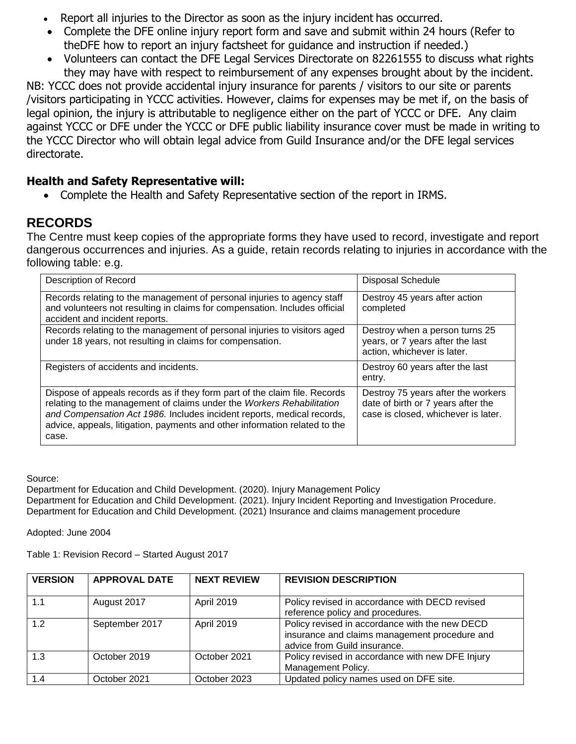- Report all injuries to the Director as soon as the injury incident has occurred.
- Complete the DFE online injury report form and save and submit within 24 hours (Refer to theDFE how to report an injury factsheet for guidance and instruction if needed.)
- Volunteers can contact the DFE Legal Services Directorate on 82261555 to discuss what rights they may have with respect to reimbursement of any expenses brought about by the incident.

NB: YCCC does not provide accidental injury insurance for parents / visitors to our site or parents /visitors participating in YCCC activities. However, claims for expenses may be met if, on the basis of legal opinion, the injury is attributable to negligence either on the part of YCCC or DFE. Any claim against YCCC or DFE under the YCCC or DFE public liability insurance cover must be made in writing to the YCCC Director who will obtain legal advice from Guild Insurance and/or the DFE legal services directorate.

### Health and Safety Representative will:

- Complete the Health and Safety Representative section of the report in IRMS.

## RECORDS

The Centre must keep copies of the appropriate forms they have used to record, investigate and report dangerous occurrences and injuries. As a guide, retain records relating to injuries in accordance with the following table: e.g.

| Description of Record | Disposal Schedule |
|---|---|
| Records relating to the management of personal injuries to agency staff and volunteers not resulting in claims for compensation. Includes official accident and incident reports. | Destroy 45 years after action completed |
| Records relating to the management of personal injuries to visitors aged under 18 years, not resulting in claims for compensation. | Destroy when a person turns 25 years, or 7 years after the last action, whichever is later. |
| Registers of accidents and incidents. | Destroy 60 years after the last entry. |
| Dispose of appeals records as if they form part of the claim file. Records relating to the management of claims under the *Workers Rehabilitation and Compensation Act 1986.* Includes incident reports, medical records, advice, appeals, litigation, payments and other information related to the case. | Destroy 75 years after the workers date of birth or 7 years after the case is closed, whichever is later. |

Source:
Department for Education and Child Development. (2020). Injury Management Policy
Department for Education and Child Development. (2021). Injury Incident Reporting and Investigation Procedure.
Department for Education and Child Development. (2021) Insurance and claims management procedure

Adopted: June 2004

Table 1: Revision Record – Started August 2017

| VERSION | APPROVAL DATE | NEXT REVIEW | REVISION DESCRIPTION |
|---|---|---|---|
| 1.1 | August 2017 | April 2019 | Policy revised in accordance with DECD revised reference policy and procedures. |
| 1.2 | September 2017 | April 2019 | Policy revised in accordance with the new DECD insurance and claims management procedure and advice from Guild insurance. |
| 1.3 | October 2019 | October 2021 | Policy revised in accordance with new DFE Injury Management Policy. |
| 1.4 | October 2021 | October 2023 | Updated policy names used on DFE site. |